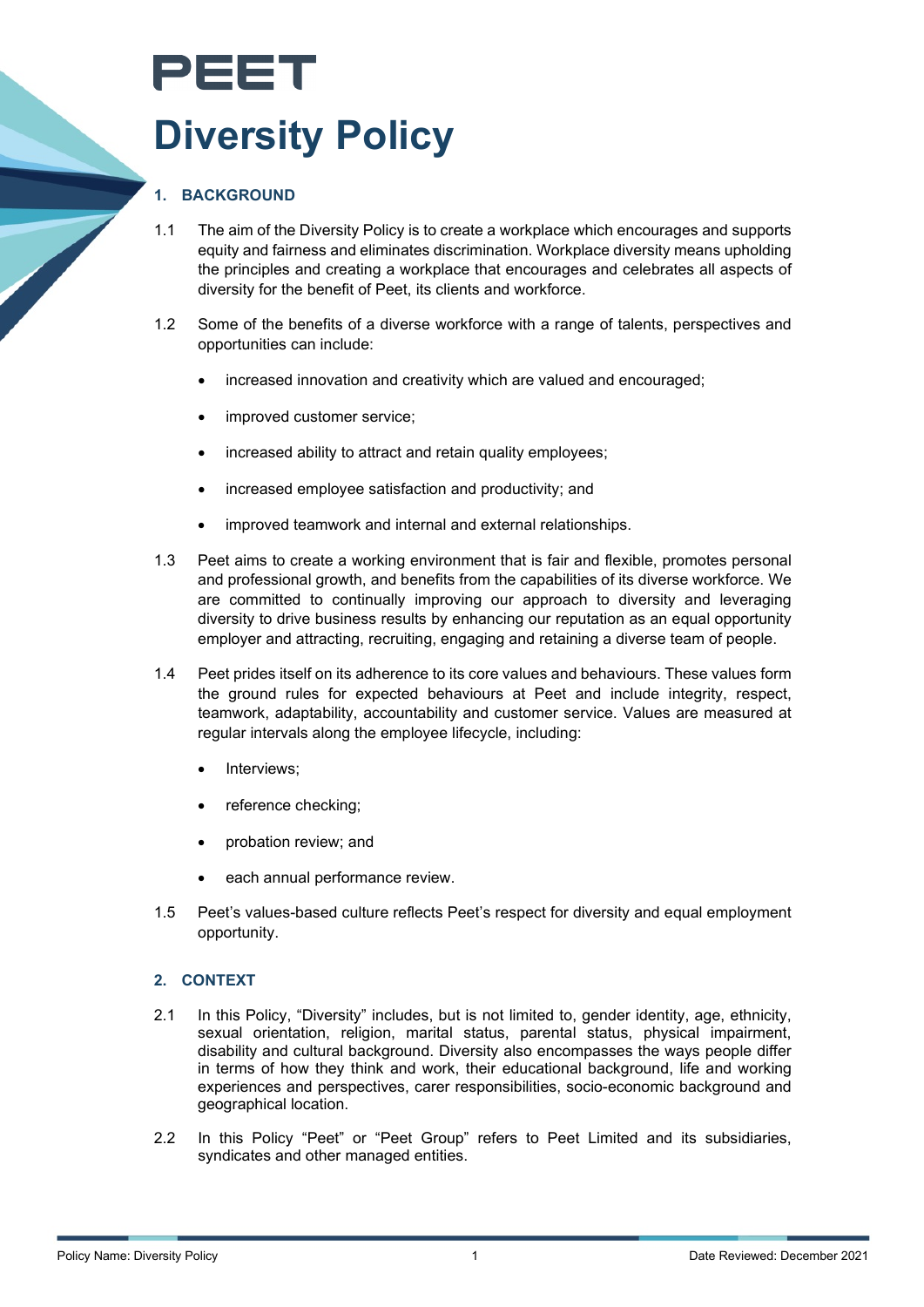# PEET

# Diversity Policy

## 1. BACKGROUND

1.1 The aim of the Diversity Policy is to create a workplace which encourages and supports equity and fairness and eliminates discrimination. Workplace diversity means upholding the principles and creating a workplace that encourages and celebrates all aspects of diversity for the benefit of Peet, its clients and workforce.

1.2 Some of the benefits of a diverse workforce with a range of talents, perspectives and opportunities can include:

- increased innovation and creativity which are valued and encouraged;
- improved customer service;
- increased ability to attract and retain quality employees;
- increased employee satisfaction and productivity; and
- improved teamwork and internal and external relationships.

1.3 Peet aims to create a working environment that is fair and flexible, promotes personal and professional growth, and benefits from the capabilities of its diverse workforce. We are committed to continually improving our approach to diversity and leveraging diversity to drive business results by enhancing our reputation as an equal opportunity employer and attracting, recruiting, engaging and retaining a diverse team of people.

1.4 Peet prides itself on its adherence to its core values and behaviours. These values form the ground rules for expected behaviours at Peet and include integrity, respect, teamwork, adaptability, accountability and customer service. Values are measured at regular intervals along the employee lifecycle, including:

- Interviews;
- reference checking;
- probation review; and
- each annual performance review.

1.5 Peet's values-based culture reflects Peet's respect for diversity and equal employment opportunity.

## 2. CONTEXT

2.1 In this Policy, "Diversity" includes, but is not limited to, gender identity, age, ethnicity, sexual orientation, religion, marital status, parental status, physical impairment, disability and cultural background. Diversity also encompasses the ways people differ in terms of how they think and work, their educational background, life and working experiences and perspectives, carer responsibilities, socio-economic background and geographical location.

2.2 In this Policy "Peet" or "Peet Group" refers to Peet Limited and its subsidiaries, syndicates and other managed entities.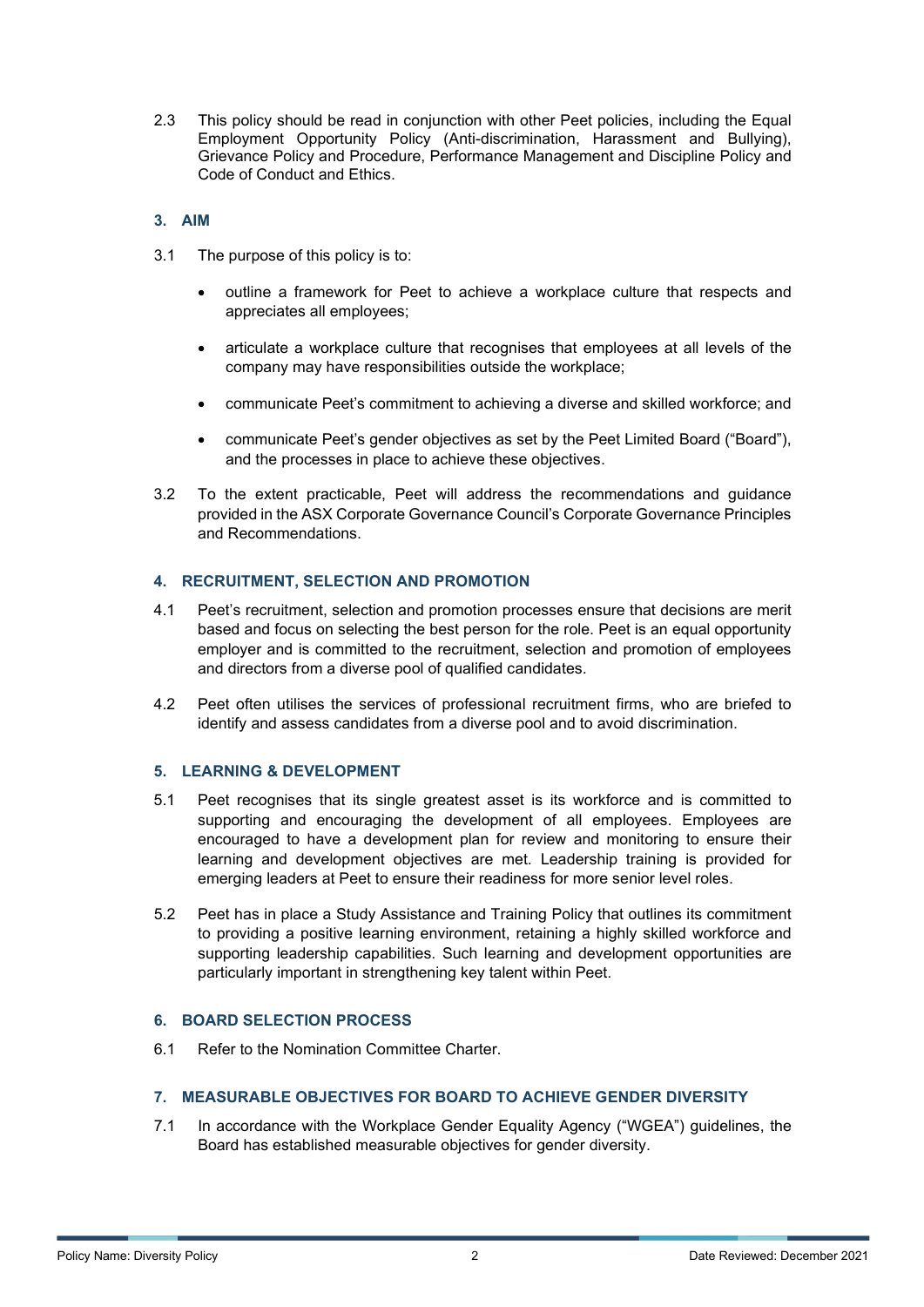2.3 This policy should be read in conjunction with other Peet policies, including the Equal Employment Opportunity Policy (Anti-discrimination, Harassment and Bullying), Grievance Policy and Procedure, Performance Management and Discipline Policy and Code of Conduct and Ethics.

## 3. AIM

3.1 The purpose of this policy is to:

- outline a framework for Peet to achieve a workplace culture that respects and appreciates all employees;
- articulate a workplace culture that recognises that employees at all levels of the company may have responsibilities outside the workplace;
- communicate Peet's commitment to achieving a diverse and skilled workforce; and
- communicate Peet's gender objectives as set by the Peet Limited Board ("Board"), and the processes in place to achieve these objectives.

3.2 To the extent practicable, Peet will address the recommendations and guidance provided in the ASX Corporate Governance Council's Corporate Governance Principles and Recommendations.

## 4. RECRUITMENT, SELECTION AND PROMOTION

4.1 Peet's recruitment, selection and promotion processes ensure that decisions are merit based and focus on selecting the best person for the role. Peet is an equal opportunity employer and is committed to the recruitment, selection and promotion of employees and directors from a diverse pool of qualified candidates.

4.2 Peet often utilises the services of professional recruitment firms, who are briefed to identify and assess candidates from a diverse pool and to avoid discrimination.

## 5. LEARNING & DEVELOPMENT

5.1 Peet recognises that its single greatest asset is its workforce and is committed to supporting and encouraging the development of all employees. Employees are encouraged to have a development plan for review and monitoring to ensure their learning and development objectives are met. Leadership training is provided for emerging leaders at Peet to ensure their readiness for more senior level roles.

5.2 Peet has in place a Study Assistance and Training Policy that outlines its commitment to providing a positive learning environment, retaining a highly skilled workforce and supporting leadership capabilities. Such learning and development opportunities are particularly important in strengthening key talent within Peet.

## 6. BOARD SELECTION PROCESS

6.1 Refer to the Nomination Committee Charter.

## 7. MEASURABLE OBJECTIVES FOR BOARD TO ACHIEVE GENDER DIVERSITY

7.1 In accordance with the Workplace Gender Equality Agency ("WGEA") guidelines, the Board has established measurable objectives for gender diversity.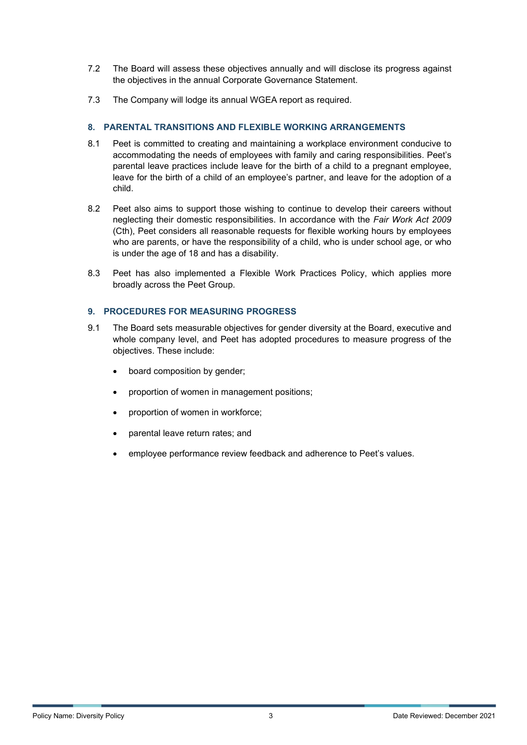7.2 The Board will assess these objectives annually and will disclose its progress against the objectives in the annual Corporate Governance Statement.

7.3 The Company will lodge its annual WGEA report as required.

## 8. PARENTAL TRANSITIONS AND FLEXIBLE WORKING ARRANGEMENTS

8.1 Peet is committed to creating and maintaining a workplace environment conducive to accommodating the needs of employees with family and caring responsibilities. Peet's parental leave practices include leave for the birth of a child to a pregnant employee, leave for the birth of a child of an employee's partner, and leave for the adoption of a child.

8.2 Peet also aims to support those wishing to continue to develop their careers without neglecting their domestic responsibilities. In accordance with the *Fair Work Act 2009* (Cth), Peet considers all reasonable requests for flexible working hours by employees who are parents, or have the responsibility of a child, who is under school age, or who is under the age of 18 and has a disability.

8.3 Peet has also implemented a Flexible Work Practices Policy, which applies more broadly across the Peet Group.

## 9. PROCEDURES FOR MEASURING PROGRESS

9.1 The Board sets measurable objectives for gender diversity at the Board, executive and whole company level, and Peet has adopted procedures to measure progress of the objectives. These include:

- board composition by gender;
- proportion of women in management positions;
- proportion of women in workforce;
- parental leave return rates; and
- employee performance review feedback and adherence to Peet's values.